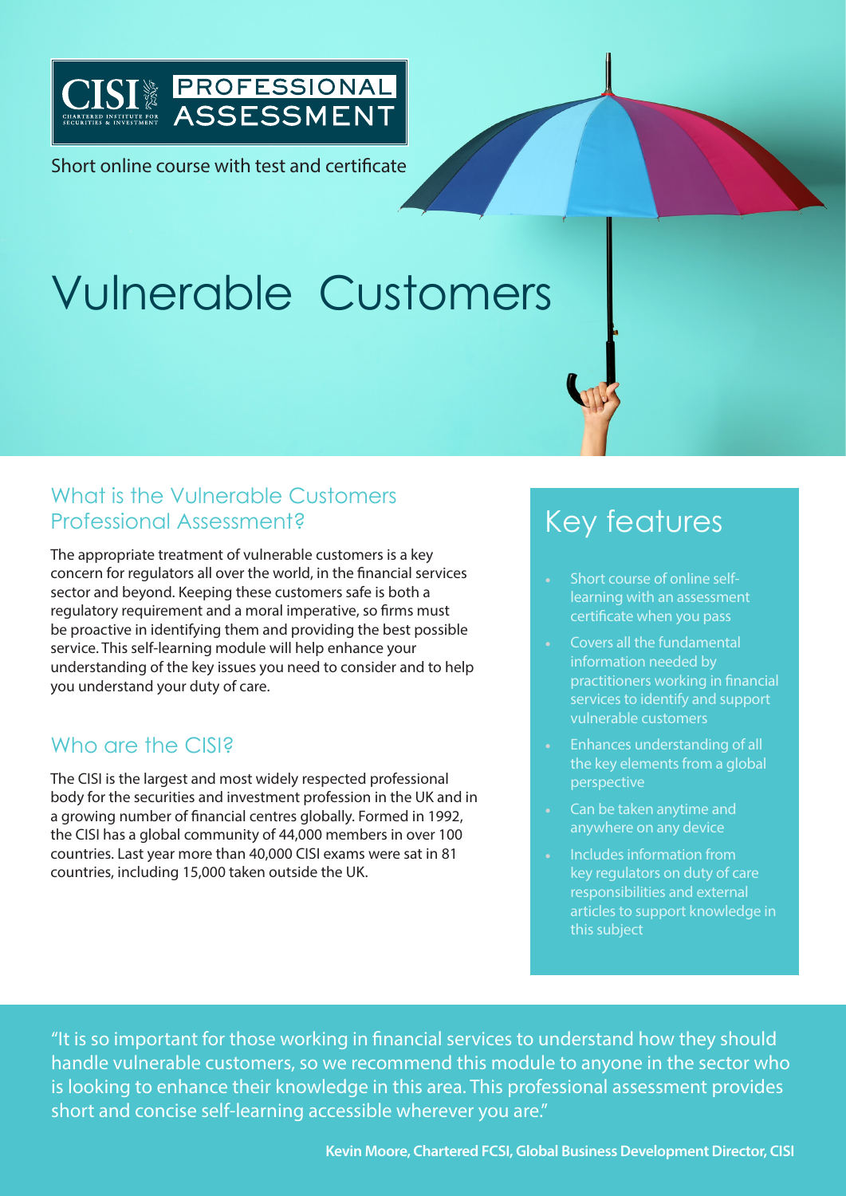CISI PROFESSIONAL ASSESSMENT

CHARTERED INSTITUTE FOR SECURITIES & INVESTMENT

Short online course with test and certificate

# Vulnerable Customers

## What is the Vulnerable Customers Professional Assessment?

The appropriate treatment of vulnerable customers is a key concern for regulators all over the world, in the financial services sector and beyond. Keeping these customers safe is both a regulatory requirement and a moral imperative, so firms must be proactive in identifying them and providing the best possible service. This self-learning module will help enhance your understanding of the key issues you need to consider and to help you understand your duty of care.

## Who are the CISI?

The CISI is the largest and most widely respected professional body for the securities and investment profession in the UK and in a growing number of financial centres globally. Formed in 1992, the CISI has a global community of 44,000 members in over 100 countries. Last year more than 40,000 CISI exams were sat in 81 countries, including 15,000 taken outside the UK.

## Key features

- Short course of online self-learning with an assessment certificate when you pass
- Covers all the fundamental information needed by practitioners working in financial services to identify and support vulnerable customers
- Enhances understanding of all the key elements from a global perspective
- Can be taken anytime and anywhere on any device
- Includes information from key regulators on duty of care responsibilities and external articles to support knowledge in this subject

"It is so important for those working in financial services to understand how they should handle vulnerable customers, so we recommend this module to anyone in the sector who is looking to enhance their knowledge in this area. This professional assessment provides short and concise self-learning accessible wherever you are."

**Kevin Moore, Chartered FCSI, Global Business Development Director, CISI**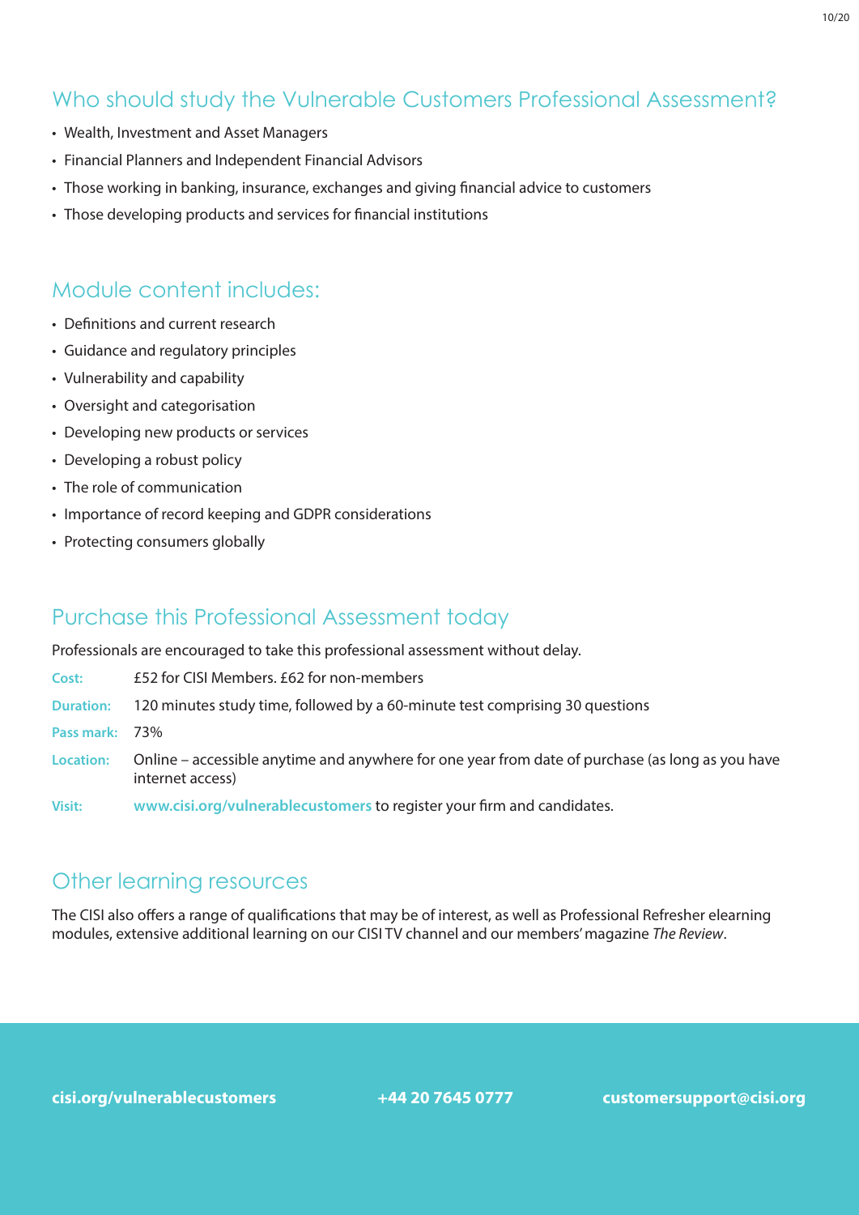## Who should study the Vulnerable Customers Professional Assessment?

- Wealth, Investment and Asset Managers
- Financial Planners and Independent Financial Advisors
- Those working in banking, insurance, exchanges and giving financial advice to customers
- Those developing products and services for financial institutions

## Module content includes:

- Definitions and current research
- Guidance and regulatory principles
- Vulnerability and capability
- Oversight and categorisation
- Developing new products or services
- Developing a robust policy
- The role of communication
- Importance of record keeping and GDPR considerations
- Protecting consumers globally

## Purchase this Professional Assessment today

Professionals are encouraged to take this professional assessment without delay.

**Cost:** £52 for CISI Members. £62 for non-members

**Duration:** 120 minutes study time, followed by a 60-minute test comprising 30 questions

**Pass mark:** 73%

**Location:** Online – accessible anytime and anywhere for one year from date of purchase (as long as you have internet access)

**Visit:** **www.cisi.org/vulnerablecustomers** to register your firm and candidates.

## Other learning resources

The CISI also offers a range of qualifications that may be of interest, as well as Professional Refresher elearning modules, extensive additional learning on our CISI TV channel and our members' magazine *The Review*.

**cisi.org/vulnerablecustomers** **+44 20 7645 0777** **customersupport@cisi.org**